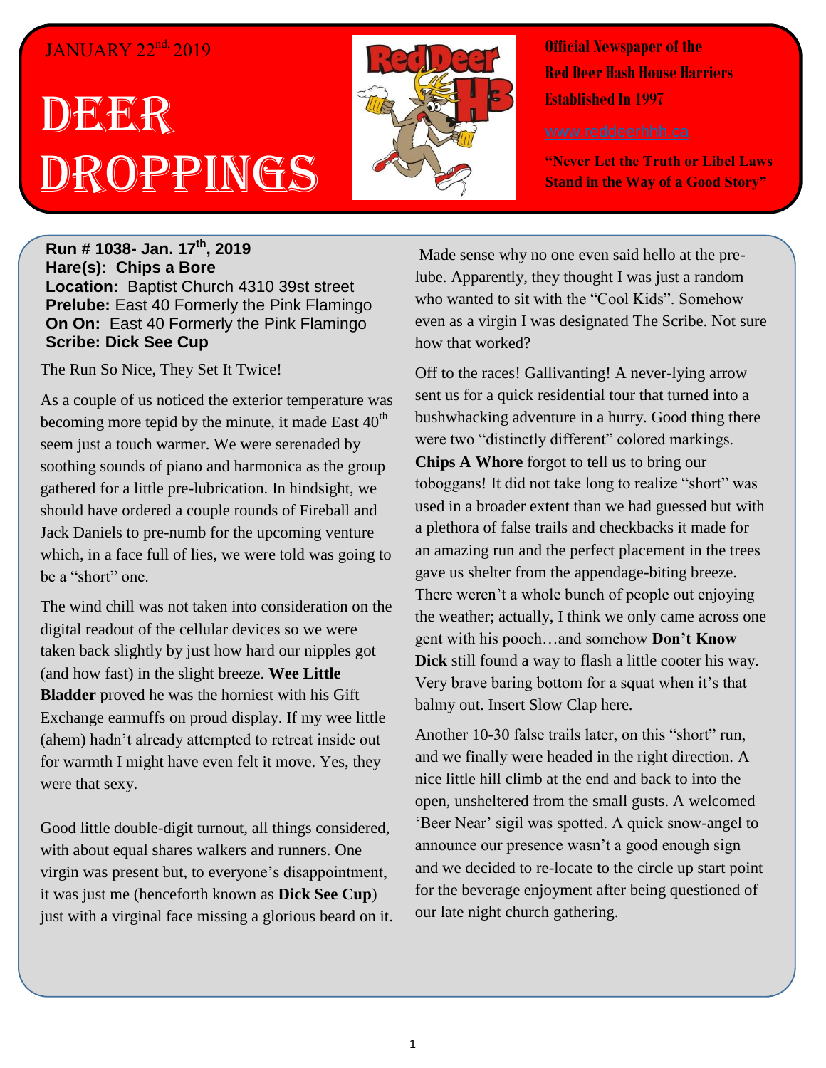JANUARY 22nd, 2019

# DEER DROPPINGS

**Official Newspaper of the Red Deer Hash House Harriers Established In 1997**

www.reddeerhhh.ca

**"Never Let the Truth or Libel Laws Stand in the Way of a Good Story"**

**Run # 1038- Jan. 17th, 2019**
**Hare(s): Chips a Bore**
**Location:** Baptist Church 4310 39st street
**Prelube:** East 40 Formerly the Pink Flamingo
**On On:** East 40 Formerly the Pink Flamingo
**Scribe: Dick See Cup**

The Run So Nice, They Set It Twice!

As a couple of us noticed the exterior temperature was becoming more tepid by the minute, it made East 40th seem just a touch warmer. We were serenaded by soothing sounds of piano and harmonica as the group gathered for a little pre-lubrication. In hindsight, we should have ordered a couple rounds of Fireball and Jack Daniels to pre-numb for the upcoming venture which, in a face full of lies, we were told was going to be a "short" one.

The wind chill was not taken into consideration on the digital readout of the cellular devices so we were taken back slightly by just how hard our nipples got (and how fast) in the slight breeze. **Wee Little Bladder** proved he was the horniest with his Gift Exchange earmuffs on proud display. If my wee little (ahem) hadn't already attempted to retreat inside out for warmth I might have even felt it move. Yes, they were that sexy.

Good little double-digit turnout, all things considered, with about equal shares walkers and runners. One virgin was present but, to everyone's disappointment, it was just me (henceforth known as **Dick See Cup**) just with a virginal face missing a glorious beard on it. Made sense why no one even said hello at the pre-lube. Apparently, they thought I was just a random who wanted to sit with the "Cool Kids". Somehow even as a virgin I was designated The Scribe. Not sure how that worked?

Off to the ~~races!~~ Gallivanting! A never-lying arrow sent us for a quick residential tour that turned into a bushwhacking adventure in a hurry. Good thing there were two "distinctly different" colored markings. **Chips A Whore** forgot to tell us to bring our toboggans! It did not take long to realize "short" was used in a broader extent than we had guessed but with a plethora of false trails and checkbacks it made for an amazing run and the perfect placement in the trees gave us shelter from the appendage-biting breeze. There weren't a whole bunch of people out enjoying the weather; actually, I think we only came across one gent with his pooch…and somehow **Don't Know Dick** still found a way to flash a little cooter his way. Very brave baring bottom for a squat when it's that balmy out. Insert Slow Clap here.

Another 10-30 false trails later, on this "short" run, and we finally were headed in the right direction. A nice little hill climb at the end and back to into the open, unsheltered from the small gusts. A welcomed 'Beer Near' sigil was spotted. A quick snow-angel to announce our presence wasn't a good enough sign and we decided to re-locate to the circle up start point for the beverage enjoyment after being questioned of our late night church gathering.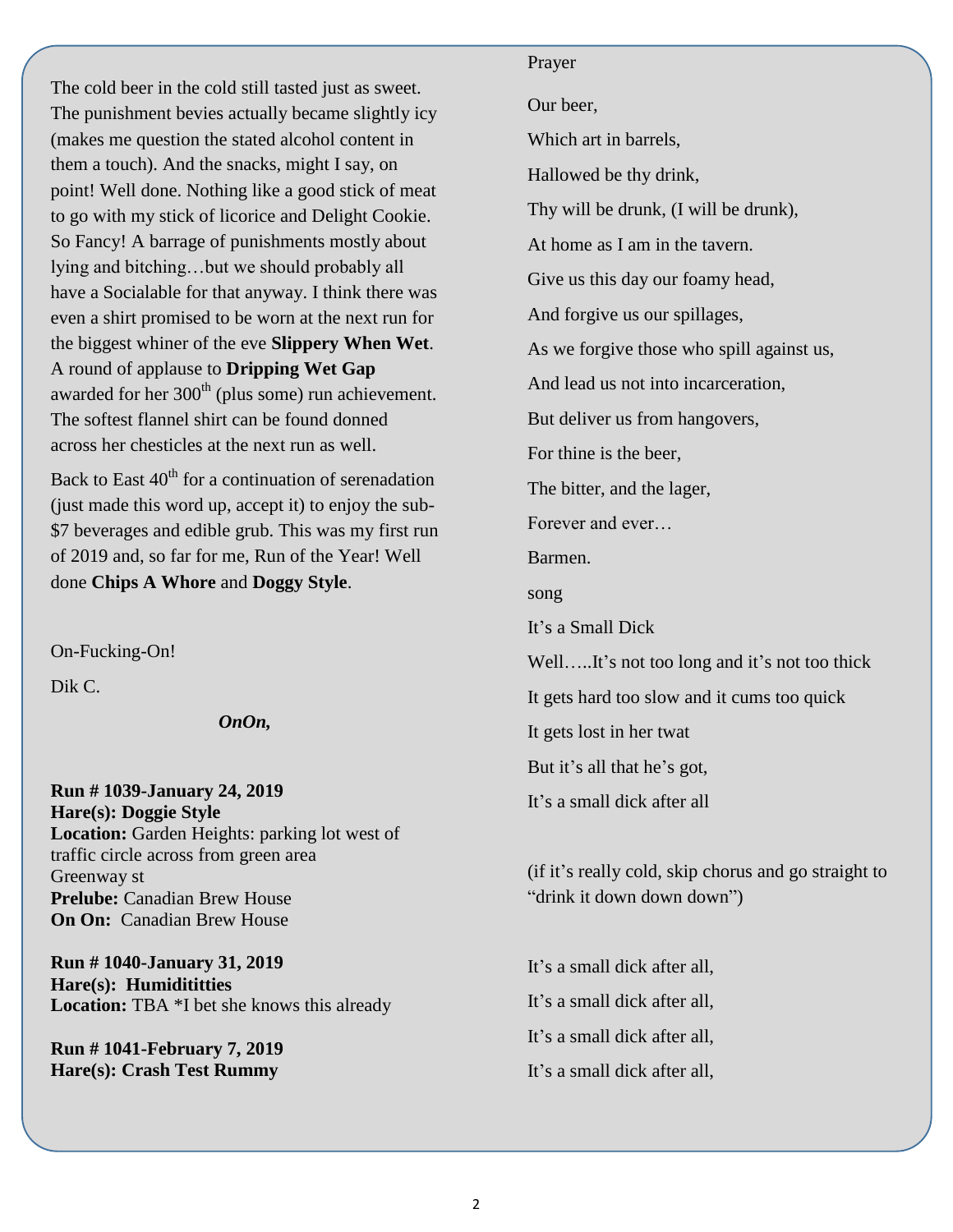The cold beer in the cold still tasted just as sweet. The punishment bevies actually became slightly icy (makes me question the stated alcohol content in them a touch). And the snacks, might I say, on point! Well done. Nothing like a good stick of meat to go with my stick of licorice and Delight Cookie. So Fancy! A barrage of punishments mostly about lying and bitching…but we should probably all have a Socialable for that anyway. I think there was even a shirt promised to be worn at the next run for the biggest whiner of the eve **Slippery When Wet**. A round of applause to **Dripping Wet Gap** awarded for her 300th (plus some) run achievement. The softest flannel shirt can be found donned across her chesticles at the next run as well.

Back to East 40th for a continuation of serenadation (just made this word up, accept it) to enjoy the sub-$7 beverages and edible grub. This was my first run of 2019 and, so far for me, Run of the Year! Well done **Chips A Whore** and **Doggy Style**.

On-Fucking-On!

Dik C.

***OnOn,***

**Run # 1039-January 24, 2019**
**Hare(s): Doggie Style**
**Location:** Garden Heights: parking lot west of traffic circle across from green area
Greenway st
**Prelube:** Canadian Brew House
**On On:** Canadian Brew House

**Run # 1040-January 31, 2019**
**Hare(s): Humidititties**
**Location:** TBA *I bet she knows this already

**Run # 1041-February 7, 2019**
**Hare(s): Crash Test Rummy**

Prayer

Our beer,

Which art in barrels,

Hallowed be thy drink,

Thy will be drunk, (I will be drunk),

At home as I am in the tavern.

Give us this day our foamy head,

And forgive us our spillages,

As we forgive those who spill against us,

And lead us not into incarceration,

But deliver us from hangovers,

For thine is the beer,

The bitter, and the lager,

Forever and ever…

Barmen.

song

It's a Small Dick

Well…..It's not too long and it's not too thick

It gets hard too slow and it cums too quick

It gets lost in her twat

But it's all that he's got,

It's a small dick after all

(if it's really cold, skip chorus and go straight to "drink it down down down")

It's a small dick after all,

It's a small dick after all,

It's a small dick after all,

It's a small dick after all,